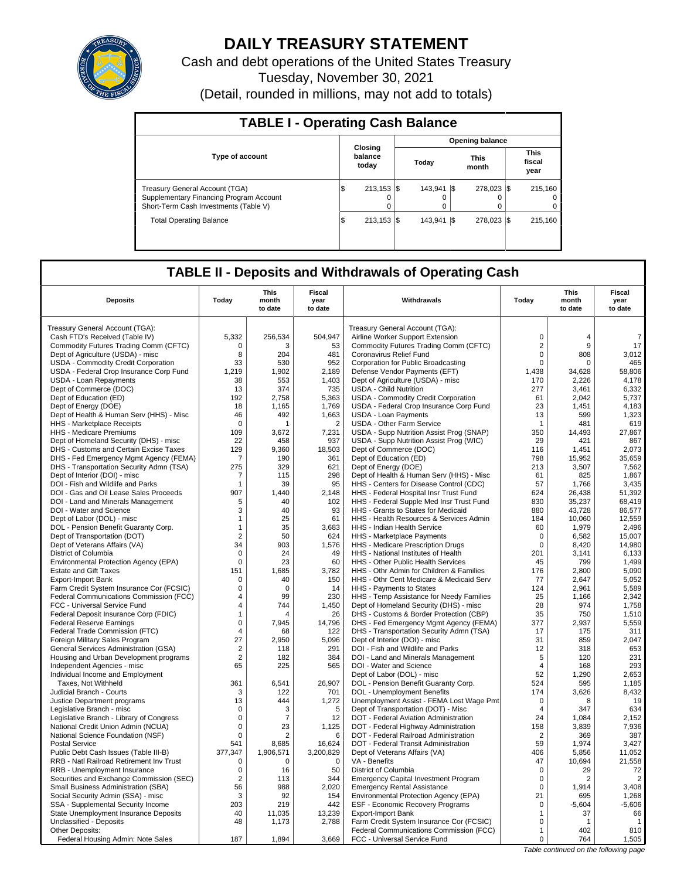# DAILY TREASURY STATEMENT

Cash and debt operations of the United States Treasury

Tuesday, November 30, 2021

(Detail, rounded in millions, may not add to totals)

## TABLE I - Operating Cash Balance

| Type of account | Closing balance today | Opening balance Today | Opening balance This month | Opening balance This fiscal year |
|---|---|---|---|---|
| Treasury General Account (TGA) | $ 213,153 | $ 143,941 | $ 278,023 | $ 215,160 |
| Supplementary Financing Program Account | 0 | 0 | 0 | 0 |
| Short-Term Cash Investments (Table V) | 0 | 0 | 0 | 0 |
| Total Operating Balance | $ 213,153 | $ 143,941 | $ 278,023 | $ 215,160 |

## TABLE II - Deposits and Withdrawals of Operating Cash

| Deposits | Today | This month to date | Fiscal year to date | Withdrawals | Today | This month to date | Fiscal year to date |
|---|---|---|---|---|---|---|---|
| Treasury General Account (TGA): | | | | Treasury General Account (TGA): | | | |
| Cash FTD's Received (Table IV) | 5,332 | 256,534 | 504,947 | Airline Worker Support Extension | 0 | 4 | 7 |
| Commodity Futures Trading Comm (CFTC) | 0 | 3 | 53 | Commodity Futures Trading Comm (CFTC) | 2 | 9 | 17 |
| Dept of Agriculture (USDA) - misc | 8 | 204 | 481 | Coronavirus Relief Fund | 0 | 808 | 3,012 |
| USDA - Commodity Credit Corporation | 33 | 530 | 952 | Corporation for Public Broadcasting | 0 | 0 | 465 |
| USDA - Federal Crop Insurance Corp Fund | 1,219 | 1,902 | 2,189 | Defense Vendor Payments (EFT) | 1,438 | 34,628 | 58,806 |
| USDA - Loan Repayments | 38 | 553 | 1,403 | Dept of Agriculture (USDA) - misc | 170 | 2,226 | 4,178 |
| Dept of Commerce (DOC) | 13 | 374 | 735 | USDA - Child Nutrition | 277 | 3,461 | 6,332 |
| Dept of Education (ED) | 192 | 2,758 | 5,363 | USDA - Commodity Credit Corporation | 61 | 2,042 | 5,737 |
| Dept of Energy (DOE) | 18 | 1,165 | 1,769 | USDA - Federal Crop Insurance Corp Fund | 23 | 1,451 | 4,183 |
| Dept of Health & Human Serv (HHS) - Misc | 46 | 492 | 1,663 | USDA - Loan Payments | 13 | 599 | 1,323 |
| HHS - Marketplace Receipts | 0 | 1 | 2 | USDA - Other Farm Service | 1 | 481 | 619 |
| HHS - Medicare Premiums | 109 | 3,672 | 7,231 | USDA - Supp Nutrition Assist Prog (SNAP) | 350 | 14,493 | 27,867 |
| Dept of Homeland Security (DHS) - misc | 22 | 458 | 937 | USDA - Supp Nutrition Assist Prog (WIC) | 29 | 421 | 867 |
| DHS - Customs and Certain Excise Taxes | 129 | 9,360 | 18,503 | Dept of Commerce (DOC) | 116 | 1,451 | 2,073 |
| DHS - Fed Emergency Mgmt Agency (FEMA) | 7 | 190 | 361 | Dept of Education (ED) | 798 | 15,952 | 35,659 |
| DHS - Transportation Security Admn (TSA) | 275 | 329 | 621 | Dept of Energy (DOE) | 213 | 3,507 | 7,562 |
| Dept of Interior (DOI) - misc | 7 | 115 | 298 | Dept of Health & Human Serv (HHS) - Misc | 61 | 825 | 1,867 |
| DOI - Fish and Wildlife and Parks | 1 | 39 | 95 | HHS - Centers for Disease Control (CDC) | 57 | 1,766 | 3,435 |
| DOI - Gas and Oil Lease Sales Proceeds | 907 | 1,440 | 2,148 | HHS - Federal Hospital Insr Trust Fund | 624 | 26,438 | 51,392 |
| DOI - Land and Minerals Management | 5 | 40 | 102 | HHS - Federal Supple Med Insr Trust Fund | 830 | 35,237 | 68,419 |
| DOI - Water and Science | 3 | 40 | 93 | HHS - Grants to States for Medicaid | 880 | 43,728 | 86,577 |
| Dept of Labor (DOL) - misc | 1 | 25 | 61 | HHS - Health Resources & Services Admin | 184 | 10,060 | 12,559 |
| DOL - Pension Benefit Guaranty Corp. | 1 | 35 | 3,683 | HHS - Indian Health Service | 60 | 1,979 | 2,496 |
| Dept of Transportation (DOT) | 2 | 50 | 624 | HHS - Marketplace Payments | 0 | 6,582 | 15,007 |
| Dept of Veterans Affairs (VA) | 34 | 903 | 1,576 | HHS - Medicare Prescription Drugs | 0 | 8,420 | 14,980 |
| District of Columbia | 0 | 24 | 49 | HHS - National Institutes of Health | 201 | 3,141 | 6,133 |
| Environmental Protection Agency (EPA) | 0 | 23 | 60 | HHS - Other Public Health Services | 45 | 799 | 1,499 |
| Estate and Gift Taxes | 151 | 1,685 | 3,782 | HHS - Othr Admin for Children & Families | 176 | 2,800 | 5,090 |
| Export-Import Bank | 0 | 40 | 150 | HHS - Othr Cent Medicare & Medicaid Serv | 77 | 2,647 | 5,052 |
| Farm Credit System Insurance Cor (FCSIC) | 0 | 0 | 14 | HHS - Payments to States | 124 | 2,961 | 5,589 |
| Federal Communications Commission (FCC) | 4 | 99 | 230 | HHS - Temp Assistance for Needy Families | 25 | 1,166 | 2,342 |
| FCC - Universal Service Fund | 4 | 744 | 1,450 | Dept of Homeland Security (DHS) - misc | 28 | 974 | 1,758 |
| Federal Deposit Insurance Corp (FDIC) | 1 | 4 | 26 | DHS - Customs & Border Protection (CBP) | 35 | 750 | 1,510 |
| Federal Reserve Earnings | 0 | 7,945 | 14,796 | DHS - Fed Emergency Mgmt Agency (FEMA) | 377 | 2,937 | 5,559 |
| Federal Trade Commission (FTC) | 4 | 68 | 122 | DHS - Transportation Security Admn (TSA) | 17 | 175 | 311 |
| Foreign Military Sales Program | 27 | 2,950 | 5,096 | Dept of Interior (DOI) - misc | 31 | 859 | 2,047 |
| General Services Administration (GSA) | 2 | 118 | 291 | DOI - Fish and Wildlife and Parks | 12 | 318 | 653 |
| Housing and Urban Development programs | 2 | 182 | 384 | DOI - Land and Minerals Management | 5 | 120 | 231 |
| Independent Agencies - misc | 65 | 225 | 565 | DOI - Water and Science | 4 | 168 | 293 |
| Individual Income and Employment | | | | Dept of Labor (DOL) - misc | 52 | 1,290 | 2,653 |
| Taxes, Not Withheld | 361 | 6,541 | 26,907 | DOL - Pension Benefit Guaranty Corp. | 524 | 595 | 1,185 |
| Judicial Branch - Courts | 3 | 122 | 701 | DOL - Unemployment Benefits | 174 | 3,626 | 8,432 |
| Justice Department programs | 13 | 444 | 1,272 | Unemployment Assist - FEMA Lost Wage Pmt | 0 | 8 | 19 |
| Legislative Branch - misc | 0 | 3 | 5 | Dept of Transportation (DOT) - Misc | 4 | 347 | 634 |
| Legislative Branch - Library of Congress | 0 | 7 | 12 | DOT - Federal Aviation Administration | 24 | 1,084 | 2,152 |
| National Credit Union Admin (NCUA) | 0 | 23 | 1,125 | DOT - Federal Highway Administration | 158 | 3,839 | 7,936 |
| National Science Foundation (NSF) | 0 | 2 | 6 | DOT - Federal Railroad Administration | 2 | 369 | 387 |
| Postal Service | 541 | 8,685 | 16,624 | DOT - Federal Transit Administration | 59 | 1,974 | 3,427 |
| Public Debt Cash Issues (Table III-B) | 377,347 | 1,906,571 | 3,200,829 | Dept of Veterans Affairs (VA) | 406 | 5,856 | 11,052 |
| RRB - Natl Railroad Retirement Inv Trust | 0 | 0 | 0 | VA - Benefits | 47 | 10,694 | 21,558 |
| RRB - Unemployment Insurance | 0 | 16 | 50 | District of Columbia | 0 | 29 | 72 |
| Securities and Exchange Commission (SEC) | 2 | 113 | 344 | Emergency Capital Investment Program | 0 | 2 | 2 |
| Small Business Administration (SBA) | 56 | 988 | 2,020 | Emergency Rental Assistance | 0 | 1,914 | 3,408 |
| Social Security Admin (SSA) - misc | 3 | 92 | 154 | Environmental Protection Agency (EPA) | 21 | 695 | 1,268 |
| SSA - Supplemental Security Income | 203 | 219 | 442 | ESF - Economic Recovery Programs | 0 | -5,604 | -5,606 |
| State Unemployment Insurance Deposits | 40 | 11,035 | 13,239 | Export-Import Bank | 1 | 37 | 66 |
| Unclassified - Deposits | 48 | 1,173 | 2,788 | Farm Credit System Insurance Cor (FCSIC) | 0 | 1 | 1 |
| Other Deposits: | | | | Federal Communications Commission (FCC) | 1 | 402 | 810 |
| Federal Housing Admin: Note Sales | 187 | 1,894 | 3,669 | FCC - Universal Service Fund | 0 | 764 | 1,505 |

*Table continued on the following page*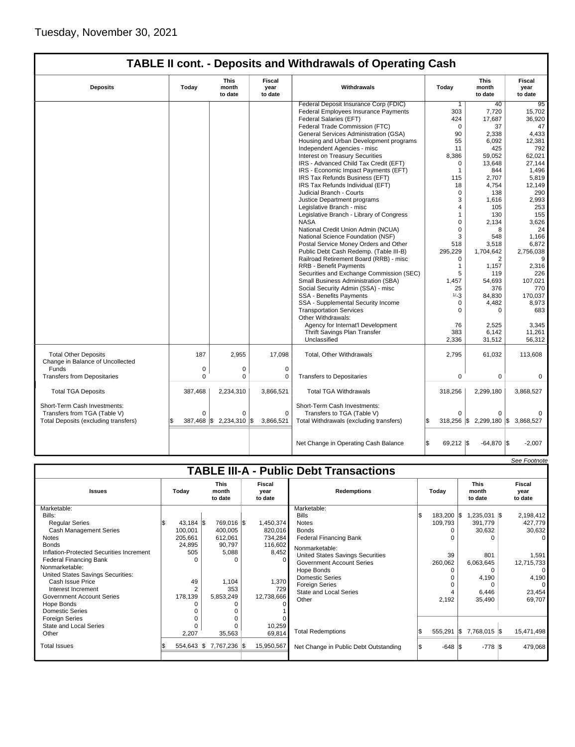Tuesday, November 30, 2021

## TABLE II cont. - Deposits and Withdrawals of Operating Cash

| Deposits | Today | This month to date | Fiscal year to date | Withdrawals | Today | This month to date | Fiscal year to date |
|---|---|---|---|---|---|---|---|
| | | | | Federal Deposit Insurance Corp (FDIC) | 1 | 40 | 95 |
| | | | | Federal Employees Insurance Payments | 303 | 7,720 | 15,702 |
| | | | | Federal Salaries (EFT) | 424 | 17,687 | 36,920 |
| | | | | Federal Trade Commission (FTC) | 0 | 37 | 47 |
| | | | | General Services Administration (GSA) | 90 | 2,338 | 4,433 |
| | | | | Housing and Urban Development programs | 55 | 6,092 | 12,381 |
| | | | | Independent Agencies - misc | 11 | 425 | 792 |
| | | | | Interest on Treasury Securities | 8,386 | 59,052 | 62,021 |
| | | | | IRS - Advanced Child Tax Credit (EFT) | 0 | 13,648 | 27,144 |
| | | | | IRS - Economic Impact Payments (EFT) | 1 | 844 | 1,496 |
| | | | | IRS Tax Refunds Business (EFT) | 115 | 2,707 | 5,819 |
| | | | | IRS Tax Refunds Individual (EFT) | 18 | 4,754 | 12,149 |
| | | | | Judicial Branch - Courts | 0 | 138 | 290 |
| | | | | Justice Department programs | 3 | 1,616 | 2,993 |
| | | | | Legislative Branch - misc | 4 | 105 | 253 |
| | | | | Legislative Branch - Library of Congress | 1 | 130 | 155 |
| | | | | NASA | 0 | 2,134 | 3,626 |
| | | | | National Credit Union Admin (NCUA) | 0 | 8 | 24 |
| | | | | National Science Foundation (NSF) | 3 | 548 | 1,166 |
| | | | | Postal Service Money Orders and Other | 518 | 3,518 | 6,872 |
| | | | | Public Debt Cash Redemp. (Table III-B) | 295,229 | 1,704,642 | 2,756,038 |
| | | | | Railroad Retirement Board (RRB) - misc | 0 | 2 | 9 |
| | | | | RRB - Benefit Payments | 1 | 1,157 | 2,316 |
| | | | | Securities and Exchange Commission (SEC) | 5 | 119 | 226 |
| | | | | Small Business Administration (SBA) | 1,457 | 54,693 | 107,021 |
| | | | | Social Security Admin (SSA) - misc | 25 | 376 | 770 |
| | | | | SSA - Benefits Payments | 1/-3 | 84,830 | 170,037 |
| | | | | SSA - Supplemental Security Income | 0 | 4,482 | 8,973 |
| | | | | Transportation Services | 0 | 0 | 683 |
| | | | | Other Withdrawals: | | | |
| | | | | Agency for Internat'l Development | 76 | 2,525 | 3,345 |
| | | | | Thrift Savings Plan Transfer | 383 | 6,142 | 11,261 |
| | | | | Unclassified | 2,336 | 31,512 | 56,312 |
| Total Other Deposits | 187 | 2,955 | 17,098 | Total, Other Withdrawals | 2,795 | 61,032 | 113,608 |
| Change in Balance of Uncollected Funds | 0 | 0 | 0 | | | | |
| Transfers from Depositaries | 0 | 0 | 0 | Transfers to Depositaries | 0 | 0 | 0 |
| Total TGA Deposits | 387,468 | 2,234,310 | 3,866,521 | Total TGA Withdrawals | 318,256 | 2,299,180 | 3,868,527 |
| Short-Term Cash Investments: | | | | Short-Term Cash Investments: | | | |
| Transfers from TGA (Table V) | 0 | 0 | 0 | Transfers to TGA (Table V) | 0 | 0 | 0 |
| Total Deposits (excluding transfers) | $ 387,468 | $ 2,234,310 | $ 3,866,521 | Total Withdrawals (excluding transfers) | $ 318,256 | $ 2,299,180 | $ 3,868,527 |
| | | | | Net Change in Operating Cash Balance | $ 69,212 | $ -64,870 | $ -2,007 |

*See Footnote*

## TABLE III-A - Public Debt Transactions

| Issues | Today | This month to date | Fiscal year to date | Redemptions | Today | This month to date | Fiscal year to date |
|---|---|---|---|---|---|---|---|
| Marketable: | | | | Marketable: | | | |
| Bills: | | | | Bills | $ 183,200 | $ 1,235,031 | $ 2,198,412 |
| Regular Series | $ 43,184 | $ 769,016 | $ 1,450,374 | Notes | 109,793 | 391,779 | 427,779 |
| Cash Management Series | 100,001 | 400,005 | 820,016 | Bonds | 0 | 30,632 | 30,632 |
| Notes | 205,661 | 612,061 | 734,284 | Federal Financing Bank | 0 | 0 | 0 |
| Bonds | 24,895 | 90,797 | 116,602 | Nonmarketable: | | | |
| Inflation-Protected Securities Increment | 505 | 5,088 | 8,452 | United States Savings Securities | 39 | 801 | 1,591 |
| Federal Financing Bank | 0 | 0 | 0 | Government Account Series | 260,062 | 6,063,645 | 12,715,733 |
| Nonmarketable: | | | | Hope Bonds | 0 | 0 | 0 |
| United States Savings Securities: | | | | Domestic Series | 0 | 4,190 | 4,190 |
| Cash Issue Price | 49 | 1,104 | 1,370 | Foreign Series | 0 | 0 | 0 |
| Interest Increment | 2 | 353 | 729 | State and Local Series | 4 | 6,446 | 23,454 |
| Government Account Series | 178,139 | 5,853,249 | 12,738,666 | Other | 2,192 | 35,490 | 69,707 |
| Hope Bonds | 0 | 0 | 0 | | | | |
| Domestic Series | 0 | 0 | 1 | | | | |
| Foreign Series | 0 | 0 | 0 | | | | |
| State and Local Series | 0 | 0 | 10,259 | | | | |
| Other | 2,207 | 35,563 | 69,814 | Total Redemptions | $ 555,291 | $ 7,768,015 | $ 15,471,498 |
| Total Issues | $ 554,643 | $ 7,767,236 | $ 15,950,567 | Net Change in Public Debt Outstanding | $ -648 | $ -778 | $ 479,068 |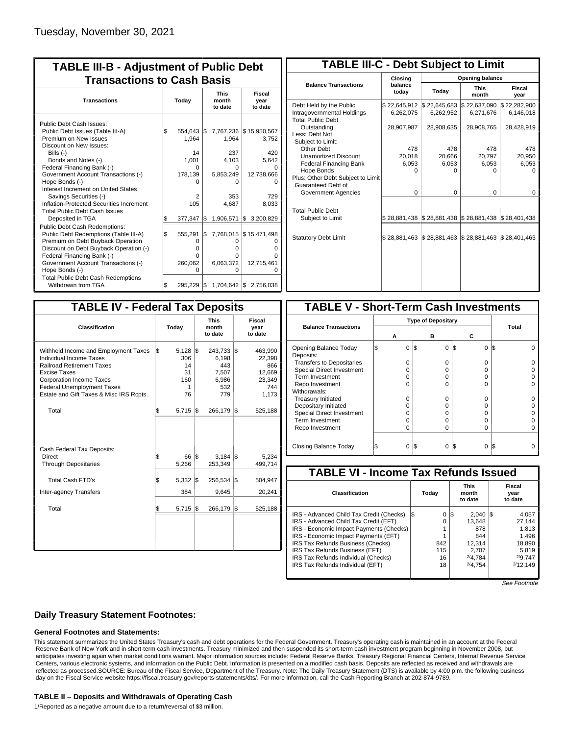Tuesday, November 30, 2021

## TABLE III-B - Adjustment of Public Debt Transactions to Cash Basis

| Transactions | Today | This month to date | Fiscal year to date |
|---|---|---|---|
| Public Debt Cash Issues: | | | |
| Public Debt Issues (Table III-A) | $ 554,643 | $ 7,767,236 | $ 15,950,567 |
| Premium on New Issues | 1,964 | 1,964 | 3,752 |
| Discount on New Issues: | | | |
| Bills (-) | 14 | 237 | 420 |
| Bonds and Notes (-) | 1,001 | 4,103 | 5,642 |
| Federal Financing Bank (-) | 0 | 0 | 0 |
| Government Account Transactions (-) | 178,139 | 5,853,249 | 12,738,666 |
| Hope Bonds (-) | 0 | 0 | 0 |
| Interest Increment on United States Savings Securities (-) | 2 | 353 | 729 |
| Inflation-Protected Securities Increment | 105 | 4,687 | 8,033 |
| Total Public Debt Cash Issues Deposited in TGA | $ 377,347 | $ 1,906,571 | $ 3,200,829 |
| Public Debt Cash Redemptions: | | | |
| Public Debt Redemptions (Table III-A) | $ 555,291 | $ 7,768,015 | $ 15,471,498 |
| Premium on Debt Buyback Operation | 0 | 0 | 0 |
| Discount on Debt Buyback Operation (-) | 0 | 0 | 0 |
| Federal Financing Bank (-) | 0 | 0 | 0 |
| Government Account Transactions (-) | 260,062 | 6,063,372 | 12,715,461 |
| Hope Bonds (-) | 0 | 0 | 0 |
| Total Public Debt Cash Redemptions Withdrawn from TGA | $ 295,229 | $ 1,704,642 | $ 2,756,038 |

## TABLE III-C - Debt Subject to Limit

| Balance Transactions | Closing balance today | Opening balance Today | Opening balance This month | Opening balance Fiscal year |
|---|---|---|---|---|
| Debt Held by the Public | $ 22,645,912 | $ 22,645,683 | $ 22,637,090 | $ 22,282,900 |
| Intragovernmental Holdings | 6,262,075 | 6,262,952 | 6,271,676 | 6,146,018 |
| Total Public Debt Outstanding | 28,907,987 | 28,908,635 | 28,908,765 | 28,428,919 |
| Less: Debt Not Subject to Limit: | | | | |
| Other Debt | 478 | 478 | 478 | 478 |
| Unamortized Discount | 20,018 | 20,666 | 20,797 | 20,950 |
| Federal Financing Bank | 6,053 | 6,053 | 6,053 | 6,053 |
| Hope Bonds | 0 | 0 | 0 | 0 |
| Plus: Other Debt Subject to Limit Guaranteed Debt of Government Agencies | 0 | 0 | 0 | 0 |
| Total Public Debt Subject to Limit | $ 28,881,438 | $ 28,881,438 | $ 28,881,438 | $ 28,401,438 |
| Statutory Debt Limit | $ 28,881,463 | $ 28,881,463 | $ 28,881,463 | $ 28,401,463 |

## TABLE IV - Federal Tax Deposits

| Classification | Today | This month to date | Fiscal year to date |
|---|---|---|---|
| Withheld Income and Employment Taxes | $ 5,128 | $ 243,733 | $ 463,990 |
| Individual Income Taxes | 306 | 6,198 | 22,398 |
| Railroad Retirement Taxes | 14 | 443 | 866 |
| Excise Taxes | 31 | 7,507 | 12,669 |
| Corporation Income Taxes | 160 | 6,986 | 23,349 |
| Federal Unemployment Taxes | 1 | 532 | 744 |
| Estate and Gift Taxes & Misc IRS Rcpts. | 76 | 779 | 1,173 |
| Total | $ 5,715 | $ 266,179 | $ 525,188 |
| Cash Federal Tax Deposits: | | | |
| Direct | $ 66 | $ 3,184 | $ 5,234 |
| Through Depositaries | 5,266 | 253,349 | 499,714 |
| Total Cash FTD's | $ 5,332 | $ 256,534 | $ 504,947 |
| Inter-agency Transfers | 384 | 9,645 | 20,241 |
| Total | $ 5,715 | $ 266,179 | $ 525,188 |

## TABLE V - Short-Term Cash Investments

| Balance Transactions | Type of Depositary A | B | C | Total |
|---|---|---|---|---|
| Opening Balance Today | $ 0 | $ 0 | $ 0 | $ 0 |
| Deposits: | | | | |
| Transfers to Depositaries | 0 | 0 | 0 | 0 |
| Special Direct Investment | 0 | 0 | 0 | 0 |
| Term Investment | 0 | 0 | 0 | 0 |
| Repo Investment | 0 | 0 | 0 | 0 |
| Withdrawals: | | | | |
| Treasury Initiated | 0 | 0 | 0 | 0 |
| Depositary Initiated | 0 | 0 | 0 | 0 |
| Special Direct Investment | 0 | 0 | 0 | 0 |
| Term Investment | 0 | 0 | 0 | 0 |
| Repo Investment | 0 | 0 | 0 | 0 |
| Closing Balance Today | $ 0 | $ 0 | $ 0 | $ 0 |

## TABLE VI - Income Tax Refunds Issued

| Classification | Today | This month to date | Fiscal year to date |
|---|---|---|---|
| IRS - Advanced Child Tax Credit (Checks) | $ 0 | $ 2,040 | $ 4,057 |
| IRS - Advanced Child Tax Credit (EFT) | 0 | 13,648 | 27,144 |
| IRS - Economic Impact Payments (Checks) | 1 | 878 | 1,813 |
| IRS - Economic Impact Payments (EFT) | 1 | 844 | 1,496 |
| IRS Tax Refunds Business (Checks) | 842 | 12,314 | 18,890 |
| IRS Tax Refunds Business (EFT) | 115 | 2,707 | 5,819 |
| IRS Tax Refunds Individual (Checks) | 16 | [2/]4,784 | [2/]9,747 |
| IRS Tax Refunds Individual (EFT) | 18 | [2/]4,754 | [2/]12,149 |

*See Footnote*

## Daily Treasury Statement Footnotes:

### General Footnotes and Statements:

This statement summarizes the United States Treasury's cash and debt operations for the Federal Government. Treasury's operating cash is maintained in an account at the Federal Reserve Bank of New York and in short-term cash investments. Treasury minimized and then suspended its short-term cash investment program beginning in November 2008, but anticipates investing again when market conditions warrant. Major information sources include: Federal Reserve Banks, Treasury Regional Financial Centers, Internal Revenue Service Centers, various electronic systems, and information on the Public Debt. Information is presented on a modified cash basis. Deposits are reflected as received and withdrawals are reflected as processed.SOURCE: Bureau of the Fiscal Service, Department of the Treasury. Note: The Daily Treasury Statement (DTS) is available by 4:00 p.m. the following business day on the Fiscal Service website https://fiscal.treasury.gov/reports-statements/dts/. For more information, call the Cash Reporting Branch at 202-874-9789.

### TABLE II – Deposits and Withdrawals of Operating Cash

1/Reported as a negative amount due to a return/reversal of $3 million.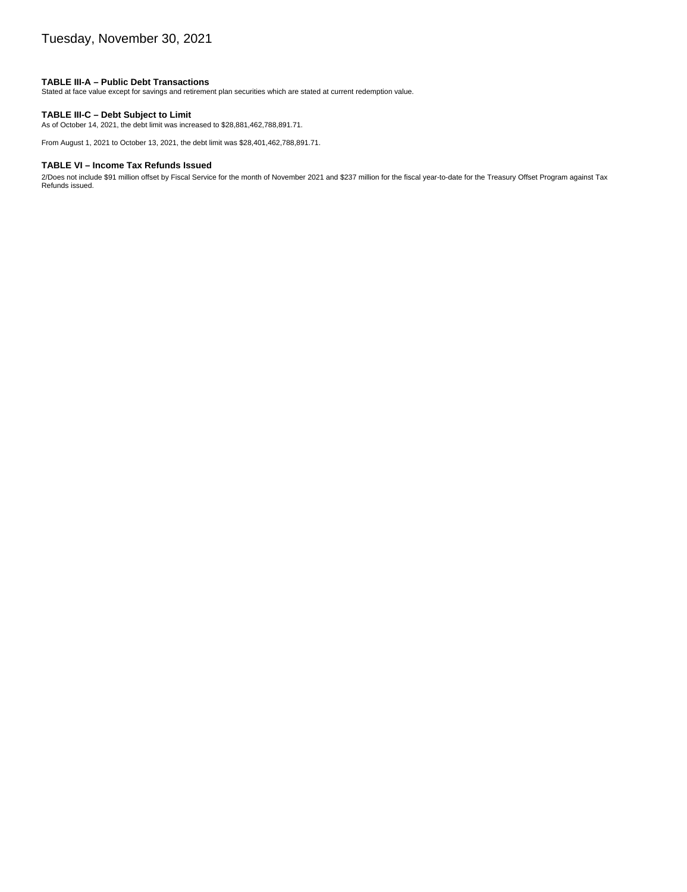Tuesday, November 30, 2021

### TABLE III-A – Public Debt Transactions

Stated at face value except for savings and retirement plan securities which are stated at current redemption value.

### TABLE III-C – Debt Subject to Limit

As of October 14, 2021, the debt limit was increased to $28,881,462,788,891.71.

From August 1, 2021 to October 13, 2021, the debt limit was $28,401,462,788,891.71.

### TABLE VI – Income Tax Refunds Issued

2/Does not include $91 million offset by Fiscal Service for the month of November 2021 and $237 million for the fiscal year-to-date for the Treasury Offset Program against Tax Refunds issued.